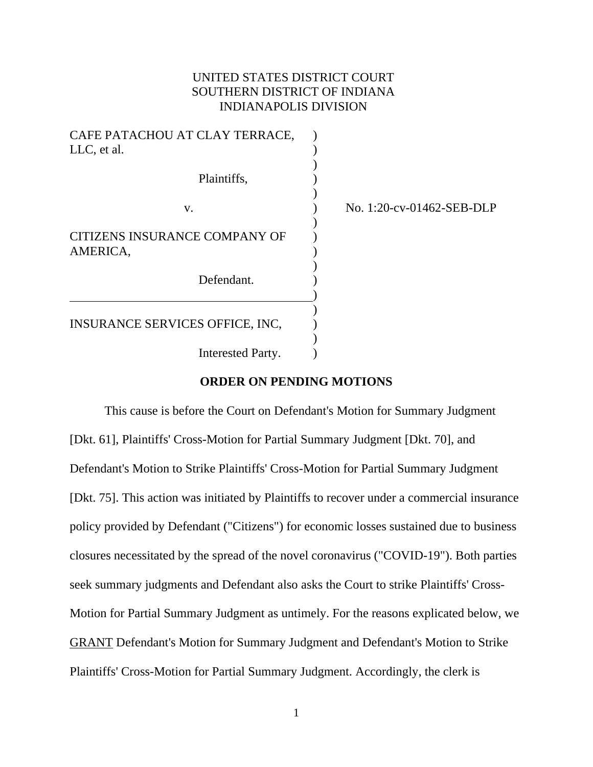UNITED STATES DISTRICT COURT
SOUTHERN DISTRICT OF INDIANA
INDIANAPOLIS DIVISION

CAFE PATACHOU AT CLAY TERRACE, LLC, et al.

Plaintiffs,

v.

No. 1:20-cv-01462-SEB-DLP

CITIZENS INSURANCE COMPANY OF AMERICA,

Defendant.

INSURANCE SERVICES OFFICE, INC,

Interested Party.

**ORDER ON PENDING MOTIONS**

This cause is before the Court on Defendant's Motion for Summary Judgment [Dkt. 61], Plaintiffs' Cross-Motion for Partial Summary Judgment [Dkt. 70], and Defendant's Motion to Strike Plaintiffs' Cross-Motion for Partial Summary Judgment [Dkt. 75]. This action was initiated by Plaintiffs to recover under a commercial insurance policy provided by Defendant ("Citizens") for economic losses sustained due to business closures necessitated by the spread of the novel coronavirus ("COVID-19"). Both parties seek summary judgments and Defendant also asks the Court to strike Plaintiffs' Cross-Motion for Partial Summary Judgment as untimely. For the reasons explicated below, we GRANT Defendant's Motion for Summary Judgment and Defendant's Motion to Strike Plaintiffs' Cross-Motion for Partial Summary Judgment. Accordingly, the clerk is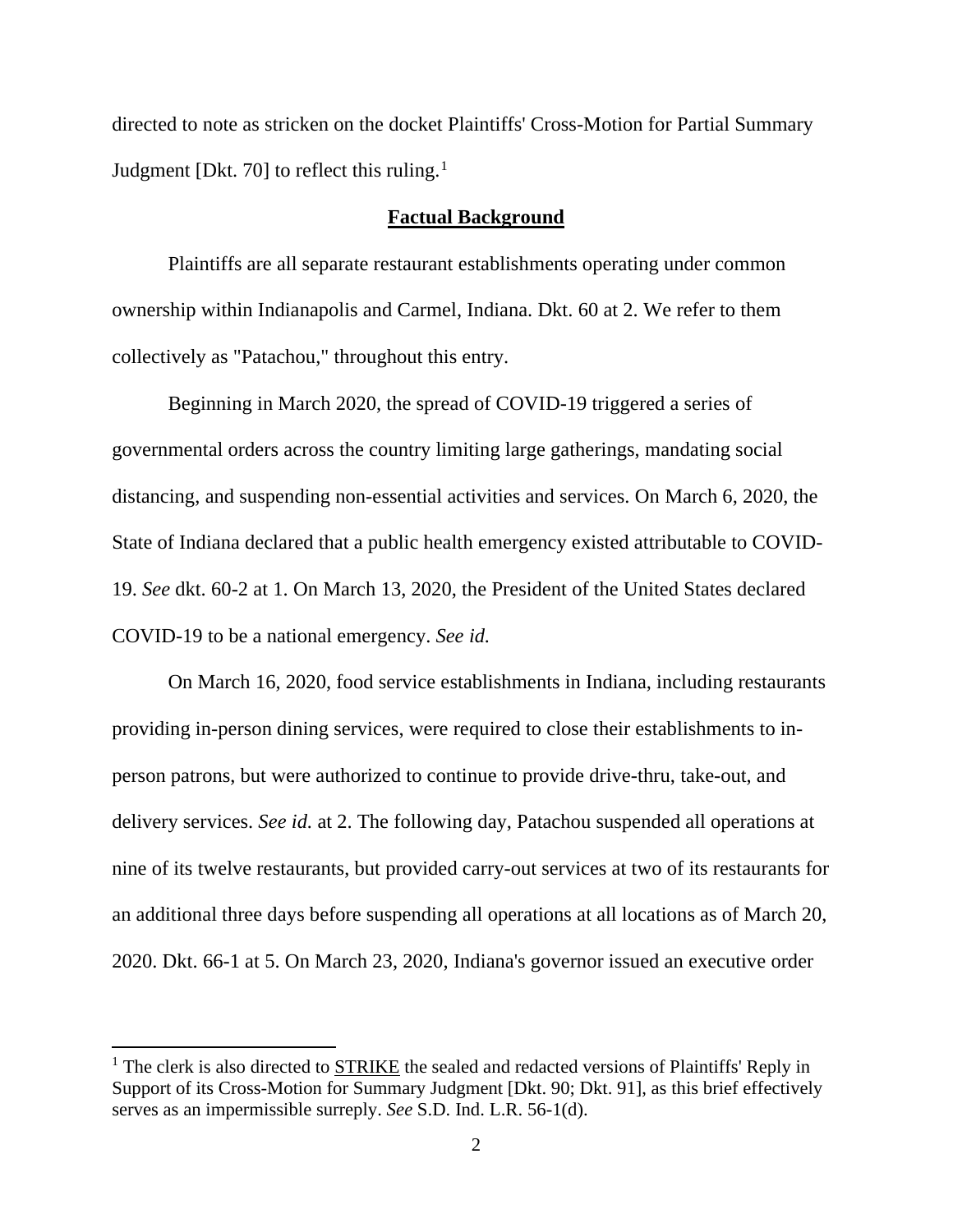directed to note as stricken on the docket Plaintiffs' Cross-Motion for Partial Summary Judgment [Dkt. 70] to reflect this ruling.[1]

## **Factual Background**

Plaintiffs are all separate restaurant establishments operating under common ownership within Indianapolis and Carmel, Indiana. Dkt. 60 at 2. We refer to them collectively as "Patachou," throughout this entry.

Beginning in March 2020, the spread of COVID-19 triggered a series of governmental orders across the country limiting large gatherings, mandating social distancing, and suspending non-essential activities and services. On March 6, 2020, the State of Indiana declared that a public health emergency existed attributable to COVID-19. *See* dkt. 60-2 at 1. On March 13, 2020, the President of the United States declared COVID-19 to be a national emergency. *See id.*

On March 16, 2020, food service establishments in Indiana, including restaurants providing in-person dining services, were required to close their establishments to in-person patrons, but were authorized to continue to provide drive-thru, take-out, and delivery services. *See id.* at 2. The following day, Patachou suspended all operations at nine of its twelve restaurants, but provided carry-out services at two of its restaurants for an additional three days before suspending all operations at all locations as of March 20, 2020. Dkt. 66-1 at 5. On March 23, 2020, Indiana's governor issued an executive order

---

[1] The clerk is also directed to STRIKE the sealed and redacted versions of Plaintiffs' Reply in Support of its Cross-Motion for Summary Judgment [Dkt. 90; Dkt. 91], as this brief effectively serves as an impermissible surreply. *See* S.D. Ind. L.R. 56-1(d).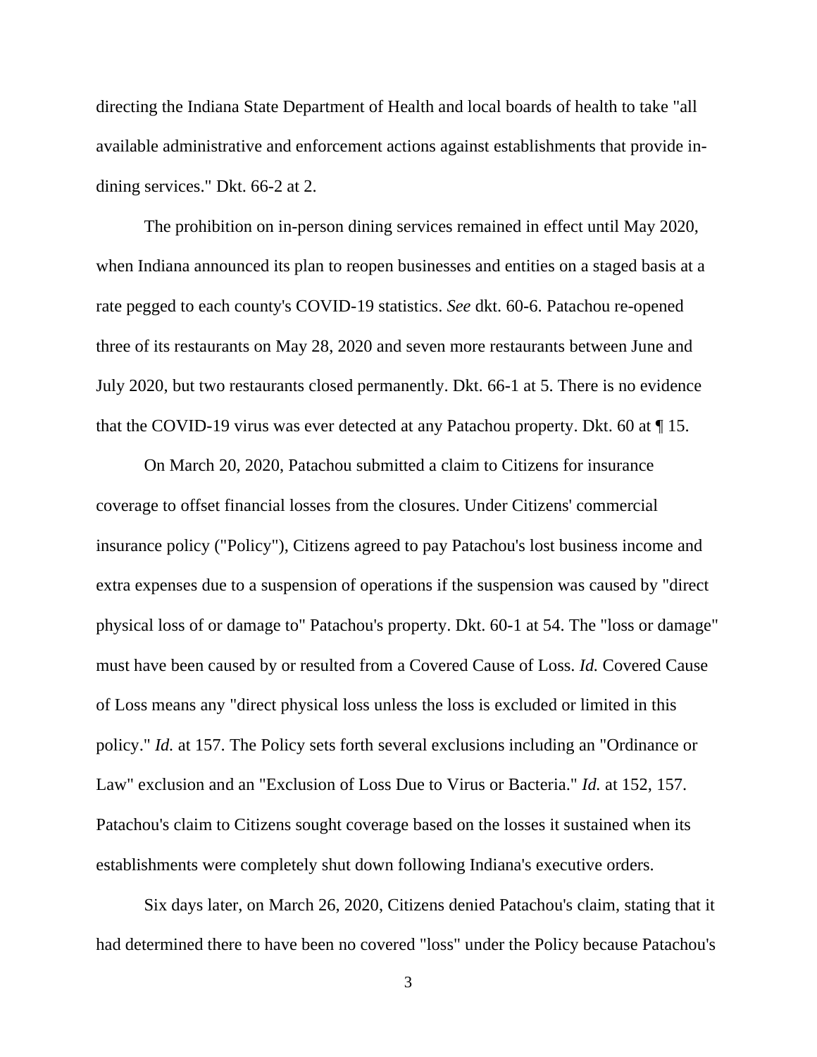directing the Indiana State Department of Health and local boards of health to take "all available administrative and enforcement actions against establishments that provide in-dining services." Dkt. 66-2 at 2.

The prohibition on in-person dining services remained in effect until May 2020, when Indiana announced its plan to reopen businesses and entities on a staged basis at a rate pegged to each county's COVID-19 statistics. *See* dkt. 60-6. Patachou re-opened three of its restaurants on May 28, 2020 and seven more restaurants between June and July 2020, but two restaurants closed permanently. Dkt. 66-1 at 5. There is no evidence that the COVID-19 virus was ever detected at any Patachou property. Dkt. 60 at ¶ 15.

On March 20, 2020, Patachou submitted a claim to Citizens for insurance coverage to offset financial losses from the closures. Under Citizens' commercial insurance policy ("Policy"), Citizens agreed to pay Patachou's lost business income and extra expenses due to a suspension of operations if the suspension was caused by "direct physical loss of or damage to" Patachou's property. Dkt. 60-1 at 54. The "loss or damage" must have been caused by or resulted from a Covered Cause of Loss. *Id.* Covered Cause of Loss means any "direct physical loss unless the loss is excluded or limited in this policy." *Id.* at 157. The Policy sets forth several exclusions including an "Ordinance or Law" exclusion and an "Exclusion of Loss Due to Virus or Bacteria." *Id.* at 152, 157. Patachou's claim to Citizens sought coverage based on the losses it sustained when its establishments were completely shut down following Indiana's executive orders.

Six days later, on March 26, 2020, Citizens denied Patachou's claim, stating that it had determined there to have been no covered "loss" under the Policy because Patachou's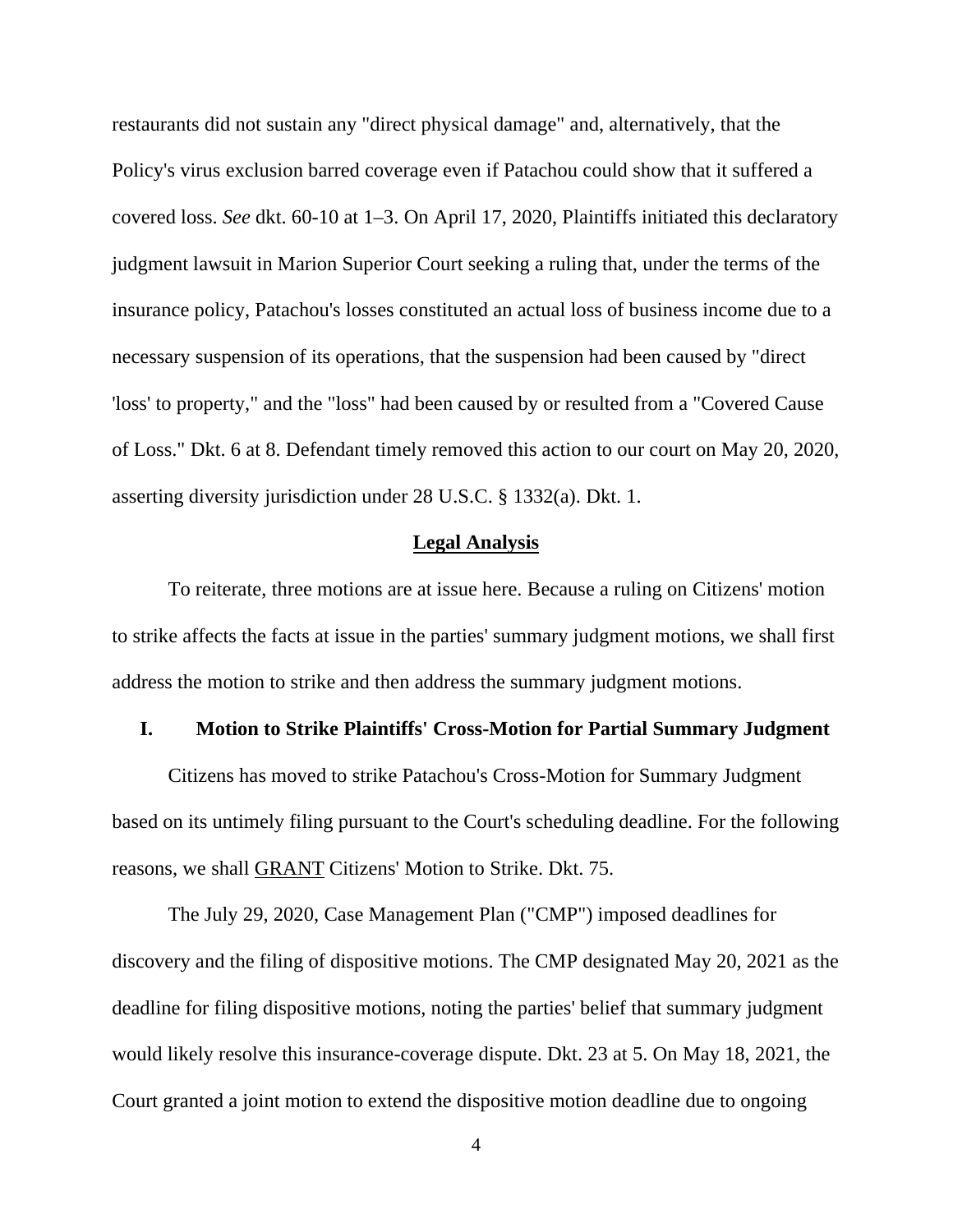restaurants did not sustain any "direct physical damage" and, alternatively, that the Policy's virus exclusion barred coverage even if Patachou could show that it suffered a covered loss. *See* dkt. 60-10 at 1–3. On April 17, 2020, Plaintiffs initiated this declaratory judgment lawsuit in Marion Superior Court seeking a ruling that, under the terms of the insurance policy, Patachou's losses constituted an actual loss of business income due to a necessary suspension of its operations, that the suspension had been caused by "direct 'loss' to property," and the "loss" had been caused by or resulted from a "Covered Cause of Loss." Dkt. 6 at 8. Defendant timely removed this action to our court on May 20, 2020, asserting diversity jurisdiction under 28 U.S.C. § 1332(a). Dkt. 1.

## Legal Analysis

To reiterate, three motions are at issue here. Because a ruling on Citizens' motion to strike affects the facts at issue in the parties' summary judgment motions, we shall first address the motion to strike and then address the summary judgment motions.

### I. Motion to Strike Plaintiffs' Cross-Motion for Partial Summary Judgment

Citizens has moved to strike Patachou's Cross-Motion for Summary Judgment based on its untimely filing pursuant to the Court's scheduling deadline. For the following reasons, we shall GRANT Citizens' Motion to Strike. Dkt. 75.

The July 29, 2020, Case Management Plan ("CMP") imposed deadlines for discovery and the filing of dispositive motions. The CMP designated May 20, 2021 as the deadline for filing dispositive motions, noting the parties' belief that summary judgment would likely resolve this insurance-coverage dispute. Dkt. 23 at 5. On May 18, 2021, the Court granted a joint motion to extend the dispositive motion deadline due to ongoing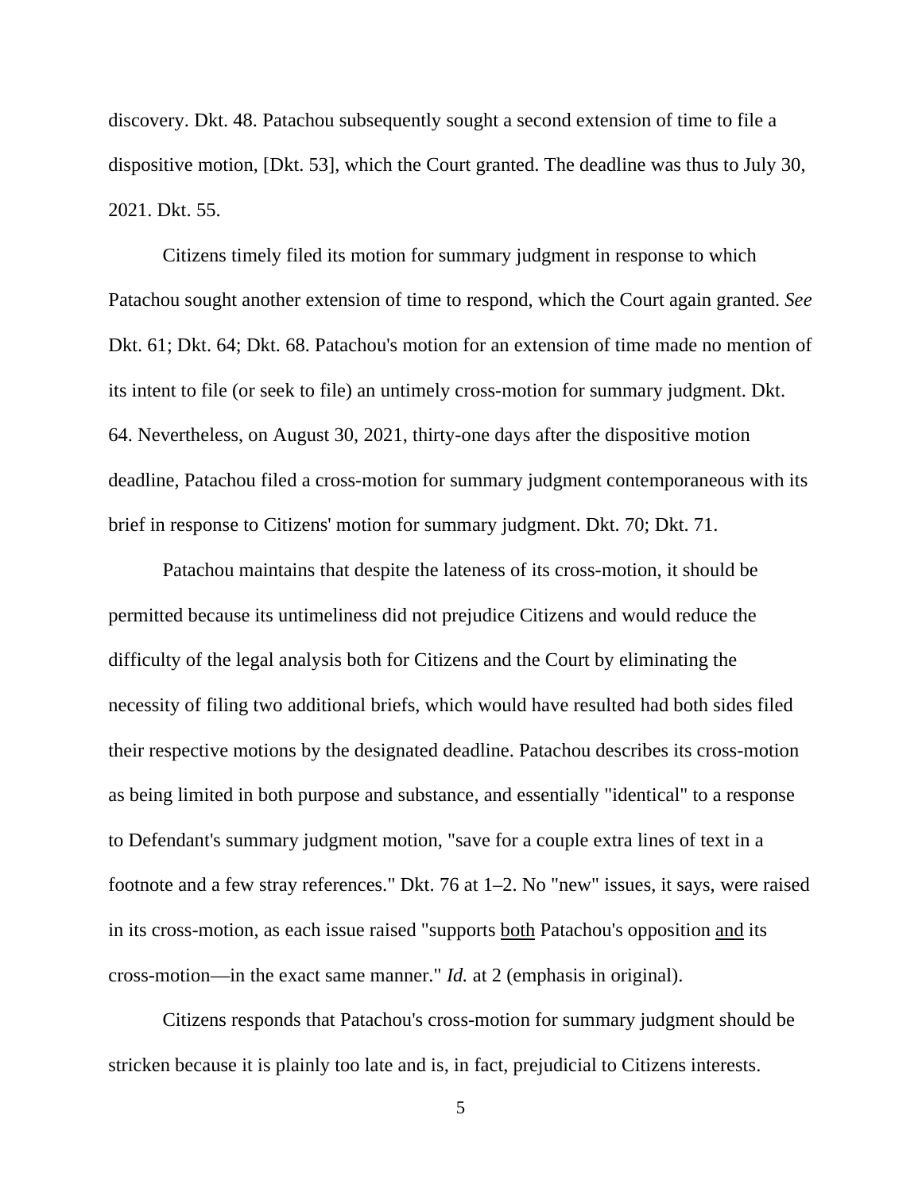discovery. Dkt. 48. Patachou subsequently sought a second extension of time to file a dispositive motion, [Dkt. 53], which the Court granted. The deadline was thus to July 30, 2021. Dkt. 55.

Citizens timely filed its motion for summary judgment in response to which Patachou sought another extension of time to respond, which the Court again granted. *See* Dkt. 61; Dkt. 64; Dkt. 68. Patachou's motion for an extension of time made no mention of its intent to file (or seek to file) an untimely cross-motion for summary judgment. Dkt. 64. Nevertheless, on August 30, 2021, thirty-one days after the dispositive motion deadline, Patachou filed a cross-motion for summary judgment contemporaneous with its brief in response to Citizens' motion for summary judgment. Dkt. 70; Dkt. 71.

Patachou maintains that despite the lateness of its cross-motion, it should be permitted because its untimeliness did not prejudice Citizens and would reduce the difficulty of the legal analysis both for Citizens and the Court by eliminating the necessity of filing two additional briefs, which would have resulted had both sides filed their respective motions by the designated deadline. Patachou describes its cross-motion as being limited in both purpose and substance, and essentially "identical" to a response to Defendant's summary judgment motion, "save for a couple extra lines of text in a footnote and a few stray references." Dkt. 76 at 1–2. No "new" issues, it says, were raised in its cross-motion, as each issue raised "supports <u>both</u> Patachou's opposition <u>and</u> its cross-motion—in the exact same manner." *Id.* at 2 (emphasis in original).

Citizens responds that Patachou's cross-motion for summary judgment should be stricken because it is plainly too late and is, in fact, prejudicial to Citizens interests.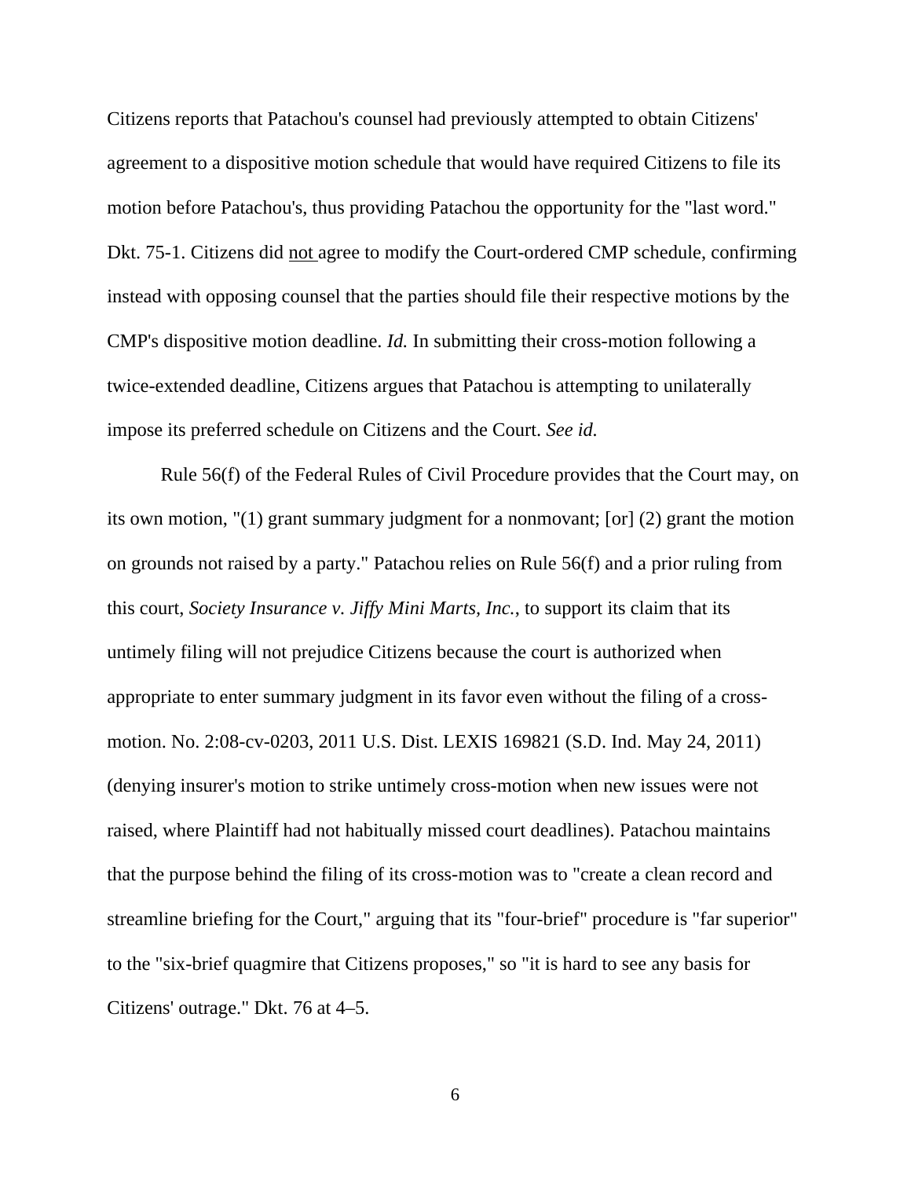Citizens reports that Patachou's counsel had previously attempted to obtain Citizens' agreement to a dispositive motion schedule that would have required Citizens to file its motion before Patachou's, thus providing Patachou the opportunity for the "last word." Dkt. 75-1. Citizens did <u>not</u> agree to modify the Court-ordered CMP schedule, confirming instead with opposing counsel that the parties should file their respective motions by the CMP's dispositive motion deadline. *Id.* In submitting their cross-motion following a twice-extended deadline, Citizens argues that Patachou is attempting to unilaterally impose its preferred schedule on Citizens and the Court. *See id.*

Rule 56(f) of the Federal Rules of Civil Procedure provides that the Court may, on its own motion, "(1) grant summary judgment for a nonmovant; [or] (2) grant the motion on grounds not raised by a party." Patachou relies on Rule 56(f) and a prior ruling from this court, *Society Insurance v. Jiffy Mini Marts, Inc.*, to support its claim that its untimely filing will not prejudice Citizens because the court is authorized when appropriate to enter summary judgment in its favor even without the filing of a cross-motion. No. 2:08-cv-0203, 2011 U.S. Dist. LEXIS 169821 (S.D. Ind. May 24, 2011) (denying insurer's motion to strike untimely cross-motion when new issues were not raised, where Plaintiff had not habitually missed court deadlines). Patachou maintains that the purpose behind the filing of its cross-motion was to "create a clean record and streamline briefing for the Court," arguing that its "four-brief" procedure is "far superior" to the "six-brief quagmire that Citizens proposes," so "it is hard to see any basis for Citizens' outrage." Dkt. 76 at 4–5.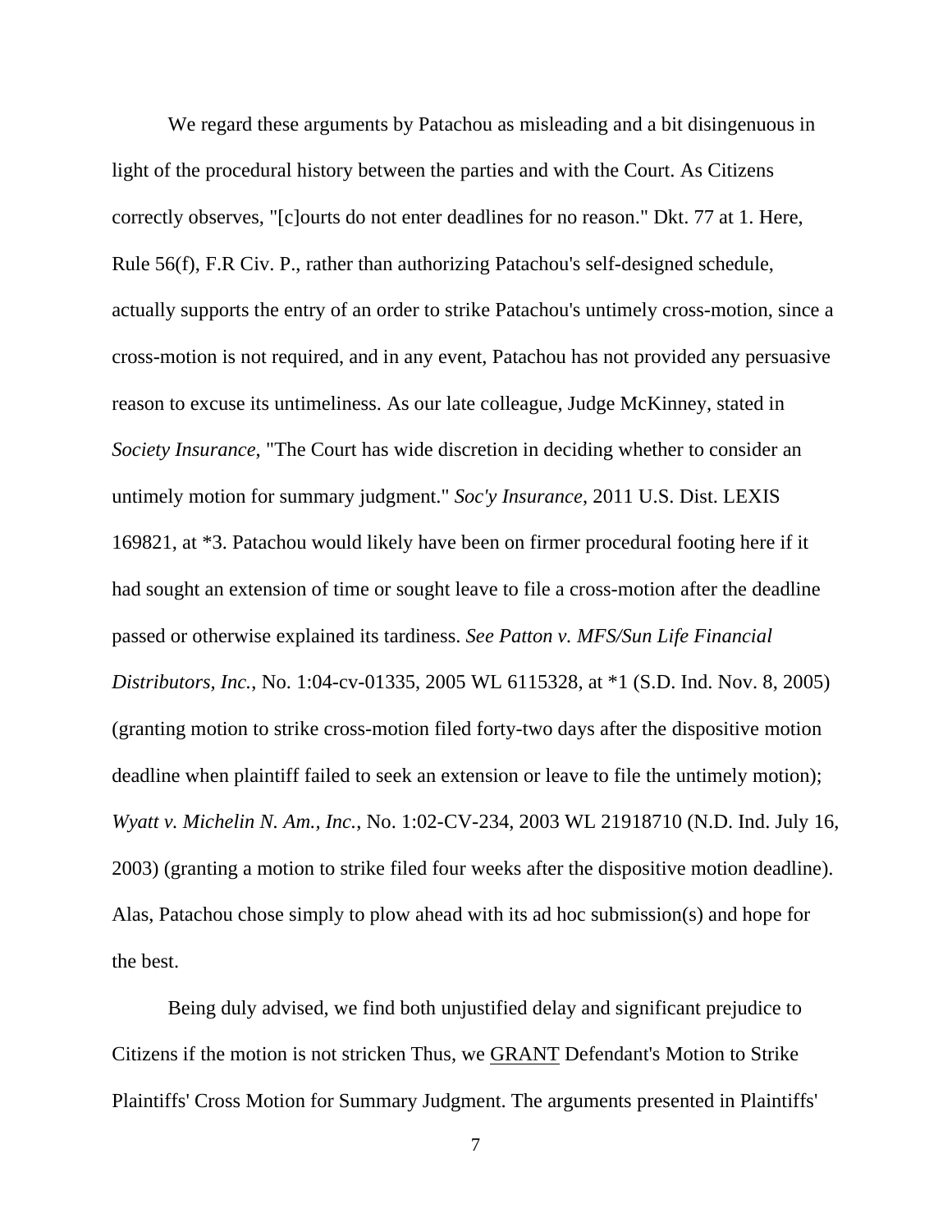We regard these arguments by Patachou as misleading and a bit disingenuous in light of the procedural history between the parties and with the Court. As Citizens correctly observes, "[c]ourts do not enter deadlines for no reason." Dkt. 77 at 1. Here, Rule 56(f), F.R Civ. P., rather than authorizing Patachou's self-designed schedule, actually supports the entry of an order to strike Patachou's untimely cross-motion, since a cross-motion is not required, and in any event, Patachou has not provided any persuasive reason to excuse its untimeliness. As our late colleague, Judge McKinney, stated in *Society Insurance*, "The Court has wide discretion in deciding whether to consider an untimely motion for summary judgment." *Soc'y Insurance*, 2011 U.S. Dist. LEXIS 169821, at *3. Patachou would likely have been on firmer procedural footing here if it had sought an extension of time or sought leave to file a cross-motion after the deadline passed or otherwise explained its tardiness. *See Patton v. MFS/Sun Life Financial Distributors, Inc.*, No. 1:04-cv-01335, 2005 WL 6115328, at *1 (S.D. Ind. Nov. 8, 2005) (granting motion to strike cross-motion filed forty-two days after the dispositive motion deadline when plaintiff failed to seek an extension or leave to file the untimely motion); *Wyatt v. Michelin N. Am., Inc.*, No. 1:02-CV-234, 2003 WL 21918710 (N.D. Ind. July 16, 2003) (granting a motion to strike filed four weeks after the dispositive motion deadline). Alas, Patachou chose simply to plow ahead with its ad hoc submission(s) and hope for the best.

Being duly advised, we find both unjustified delay and significant prejudice to Citizens if the motion is not stricken Thus, we GRANT Defendant's Motion to Strike Plaintiffs' Cross Motion for Summary Judgment. The arguments presented in Plaintiffs'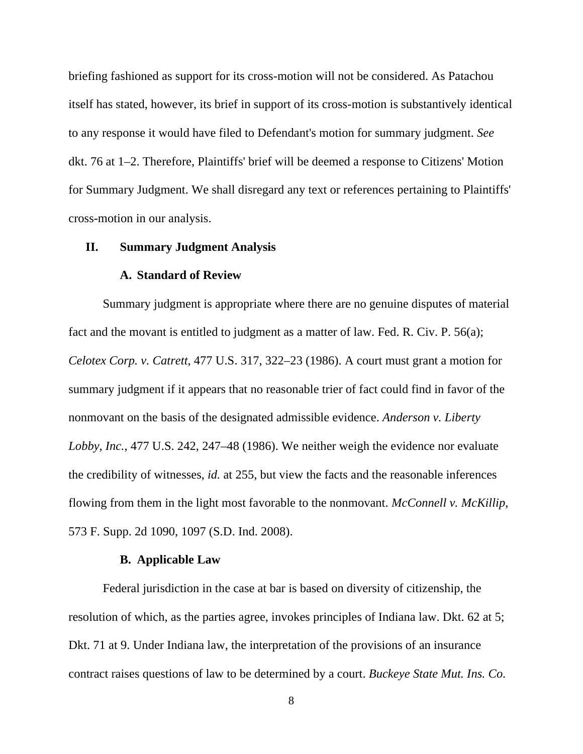briefing fashioned as support for its cross-motion will not be considered. As Patachou itself has stated, however, its brief in support of its cross-motion is substantively identical to any response it would have filed to Defendant's motion for summary judgment. *See* dkt. 76 at 1–2. Therefore, Plaintiffs' brief will be deemed a response to Citizens' Motion for Summary Judgment. We shall disregard any text or references pertaining to Plaintiffs' cross-motion in our analysis.

## II. Summary Judgment Analysis

### A. Standard of Review

Summary judgment is appropriate where there are no genuine disputes of material fact and the movant is entitled to judgment as a matter of law. Fed. R. Civ. P. 56(a); *Celotex Corp. v. Catrett*, 477 U.S. 317, 322–23 (1986). A court must grant a motion for summary judgment if it appears that no reasonable trier of fact could find in favor of the nonmovant on the basis of the designated admissible evidence. *Anderson v. Liberty Lobby, Inc.*, 477 U.S. 242, 247–48 (1986). We neither weigh the evidence nor evaluate the credibility of witnesses, *id.* at 255, but view the facts and the reasonable inferences flowing from them in the light most favorable to the nonmovant. *McConnell v. McKillip*, 573 F. Supp. 2d 1090, 1097 (S.D. Ind. 2008).

### B. Applicable Law

Federal jurisdiction in the case at bar is based on diversity of citizenship, the resolution of which, as the parties agree, invokes principles of Indiana law. Dkt. 62 at 5; Dkt. 71 at 9. Under Indiana law, the interpretation of the provisions of an insurance contract raises questions of law to be determined by a court. *Buckeye State Mut. Ins. Co.*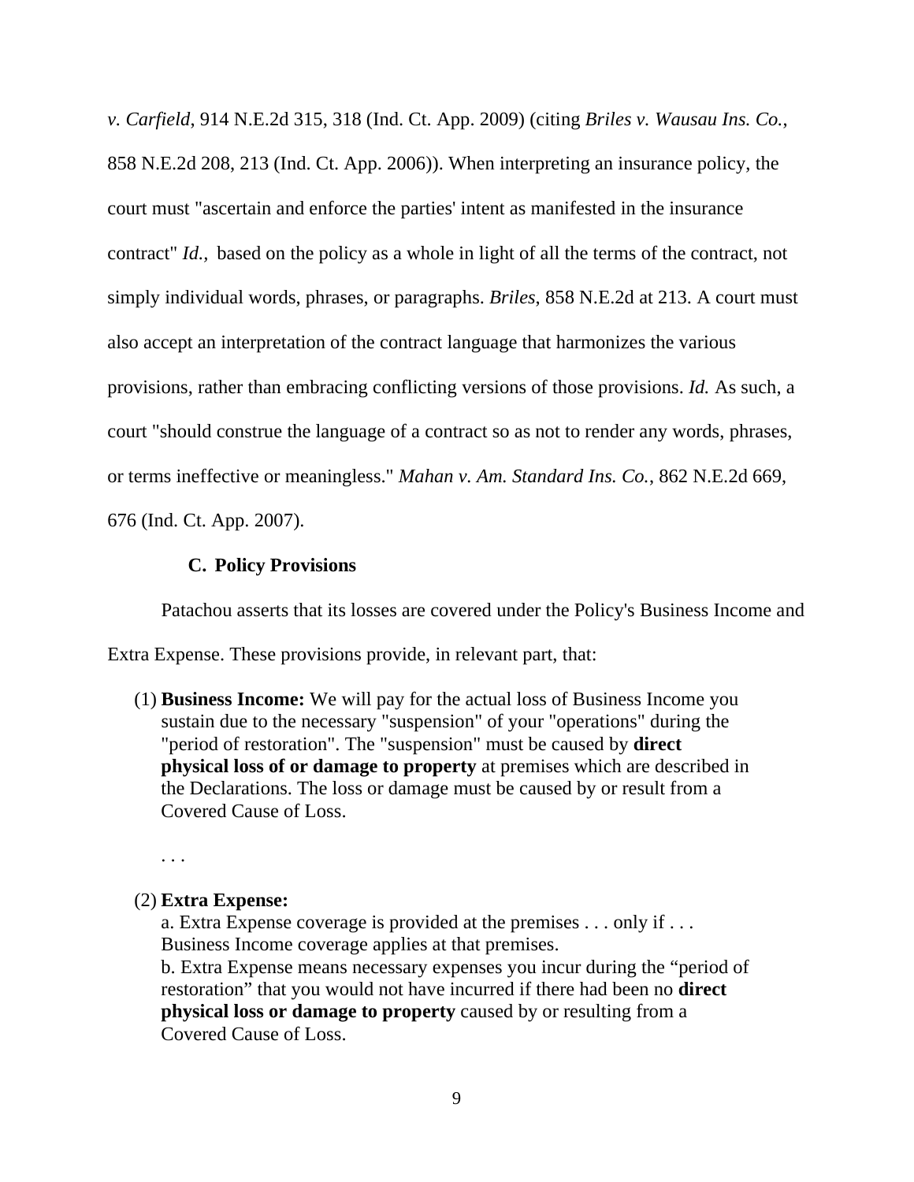*v. Carfield*, 914 N.E.2d 315, 318 (Ind. Ct. App. 2009) (citing *Briles v. Wausau Ins. Co.*, 858 N.E.2d 208, 213 (Ind. Ct. App. 2006)). When interpreting an insurance policy, the court must "ascertain and enforce the parties' intent as manifested in the insurance contract" *Id.,* based on the policy as a whole in light of all the terms of the contract, not simply individual words, phrases, or paragraphs. *Briles*, 858 N.E.2d at 213. A court must also accept an interpretation of the contract language that harmonizes the various provisions, rather than embracing conflicting versions of those provisions. *Id.* As such, a court "should construe the language of a contract so as not to render any words, phrases, or terms ineffective or meaningless." *Mahan v. Am. Standard Ins. Co.*, 862 N.E.2d 669, 676 (Ind. Ct. App. 2007).

### C. Policy Provisions

Patachou asserts that its losses are covered under the Policy's Business Income and Extra Expense. These provisions provide, in relevant part, that:

> (1) **Business Income:** We will pay for the actual loss of Business Income you sustain due to the necessary "suspension" of your "operations" during the "period of restoration". The "suspension" must be caused by **direct physical loss of or damage to property** at premises which are described in the Declarations. The loss or damage must be caused by or result from a Covered Cause of Loss.
>
> . . .
>
> (2) **Extra Expense:**
> a. Extra Expense coverage is provided at the premises . . . only if . . . Business Income coverage applies at that premises.
> b. Extra Expense means necessary expenses you incur during the "period of restoration" that you would not have incurred if there had been no **direct physical loss or damage to property** caused by or resulting from a Covered Cause of Loss.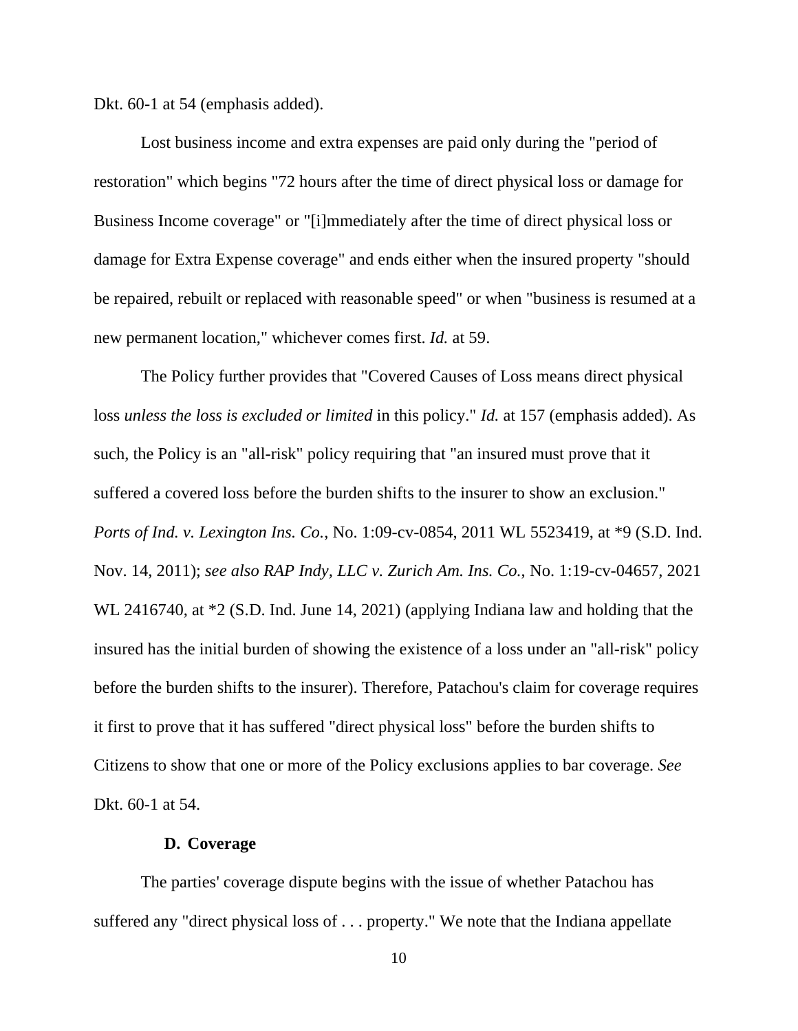Dkt. 60-1 at 54 (emphasis added).

Lost business income and extra expenses are paid only during the "period of restoration" which begins "72 hours after the time of direct physical loss or damage for Business Income coverage" or "[i]mmediately after the time of direct physical loss or damage for Extra Expense coverage" and ends either when the insured property "should be repaired, rebuilt or replaced with reasonable speed" or when "business is resumed at a new permanent location," whichever comes first. *Id.* at 59.

The Policy further provides that "Covered Causes of Loss means direct physical loss *unless the loss is excluded or limited* in this policy." *Id.* at 157 (emphasis added). As such, the Policy is an "all-risk" policy requiring that "an insured must prove that it suffered a covered loss before the burden shifts to the insurer to show an exclusion." *Ports of Ind. v. Lexington Ins. Co.*, No. 1:09-cv-0854, 2011 WL 5523419, at *9 (S.D. Ind. Nov. 14, 2011); *see also RAP Indy, LLC v. Zurich Am. Ins. Co.*, No. 1:19-cv-04657, 2021 WL 2416740, at *2 (S.D. Ind. June 14, 2021) (applying Indiana law and holding that the insured has the initial burden of showing the existence of a loss under an "all-risk" policy before the burden shifts to the insurer). Therefore, Patachou's claim for coverage requires it first to prove that it has suffered "direct physical loss" before the burden shifts to Citizens to show that one or more of the Policy exclusions applies to bar coverage. *See* Dkt. 60-1 at 54.

### D. Coverage

The parties' coverage dispute begins with the issue of whether Patachou has suffered any "direct physical loss of . . . property." We note that the Indiana appellate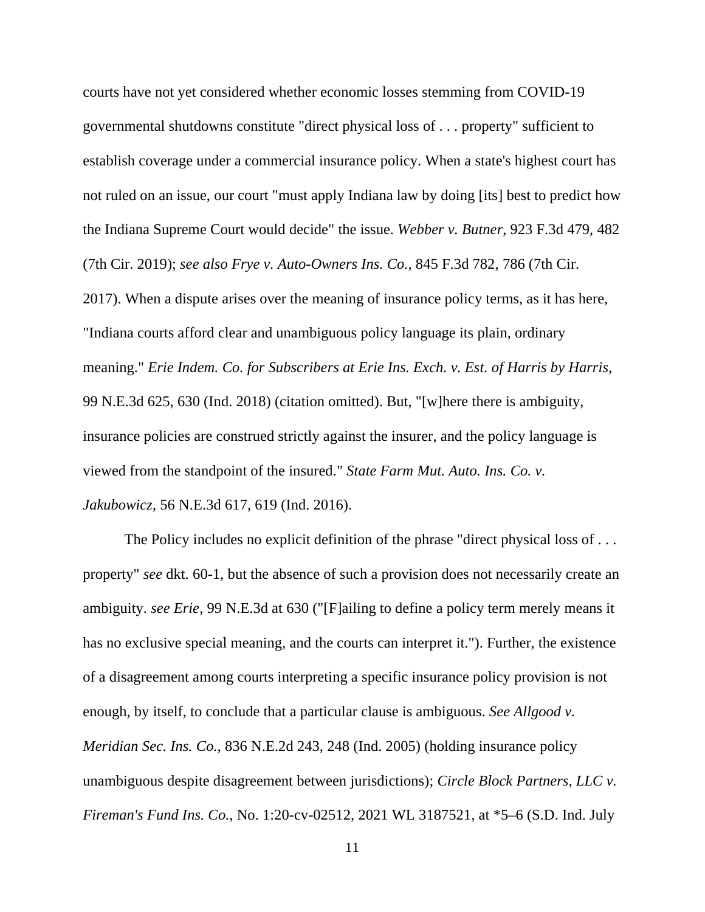courts have not yet considered whether economic losses stemming from COVID-19 governmental shutdowns constitute "direct physical loss of . . . property" sufficient to establish coverage under a commercial insurance policy. When a state's highest court has not ruled on an issue, our court "must apply Indiana law by doing [its] best to predict how the Indiana Supreme Court would decide" the issue. *Webber v. Butner*, 923 F.3d 479, 482 (7th Cir. 2019); *see also Frye v. Auto-Owners Ins. Co.*, 845 F.3d 782, 786 (7th Cir. 2017). When a dispute arises over the meaning of insurance policy terms, as it has here, "Indiana courts afford clear and unambiguous policy language its plain, ordinary meaning." *Erie Indem. Co. for Subscribers at Erie Ins. Exch. v. Est. of Harris by Harris*, 99 N.E.3d 625, 630 (Ind. 2018) (citation omitted). But, "[w]here there is ambiguity, insurance policies are construed strictly against the insurer, and the policy language is viewed from the standpoint of the insured." *State Farm Mut. Auto. Ins. Co. v. Jakubowicz*, 56 N.E.3d 617, 619 (Ind. 2016).

The Policy includes no explicit definition of the phrase "direct physical loss of . . . property" *see* dkt. 60-1, but the absence of such a provision does not necessarily create an ambiguity. *see Erie*, 99 N.E.3d at 630 ("[F]ailing to define a policy term merely means it has no exclusive special meaning, and the courts can interpret it."). Further, the existence of a disagreement among courts interpreting a specific insurance policy provision is not enough, by itself, to conclude that a particular clause is ambiguous. *See Allgood v. Meridian Sec. Ins. Co.*, 836 N.E.2d 243, 248 (Ind. 2005) (holding insurance policy unambiguous despite disagreement between jurisdictions); *Circle Block Partners, LLC v. Fireman's Fund Ins. Co.*, No. 1:20-cv-02512, 2021 WL 3187521, at *5–6 (S.D. Ind. July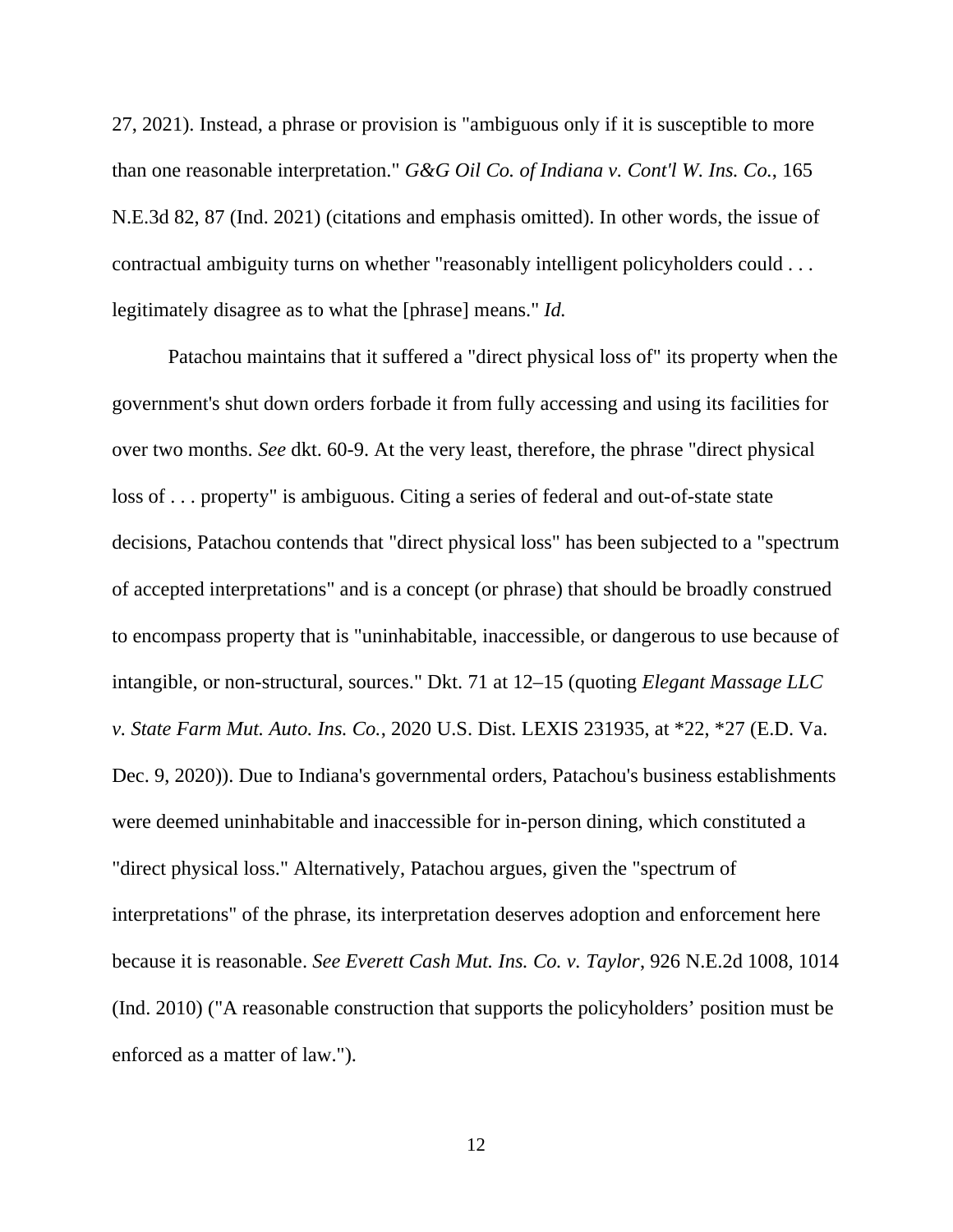27, 2021). Instead, a phrase or provision is "ambiguous only if it is susceptible to more than one reasonable interpretation." *G&G Oil Co. of Indiana v. Cont'l W. Ins. Co.*, 165 N.E.3d 82, 87 (Ind. 2021) (citations and emphasis omitted). In other words, the issue of contractual ambiguity turns on whether "reasonably intelligent policyholders could . . . legitimately disagree as to what the [phrase] means." *Id.*

Patachou maintains that it suffered a "direct physical loss of" its property when the government's shut down orders forbade it from fully accessing and using its facilities for over two months. *See* dkt. 60-9. At the very least, therefore, the phrase "direct physical loss of . . . property" is ambiguous. Citing a series of federal and out-of-state state decisions, Patachou contends that "direct physical loss" has been subjected to a "spectrum of accepted interpretations" and is a concept (or phrase) that should be broadly construed to encompass property that is "uninhabitable, inaccessible, or dangerous to use because of intangible, or non-structural, sources." Dkt. 71 at 12–15 (quoting *Elegant Massage LLC v. State Farm Mut. Auto. Ins. Co.*, 2020 U.S. Dist. LEXIS 231935, at *22, *27 (E.D. Va. Dec. 9, 2020)). Due to Indiana's governmental orders, Patachou's business establishments were deemed uninhabitable and inaccessible for in-person dining, which constituted a "direct physical loss." Alternatively, Patachou argues, given the "spectrum of interpretations" of the phrase, its interpretation deserves adoption and enforcement here because it is reasonable. *See Everett Cash Mut. Ins. Co. v. Taylor*, 926 N.E.2d 1008, 1014 (Ind. 2010) ("A reasonable construction that supports the policyholders' position must be enforced as a matter of law.").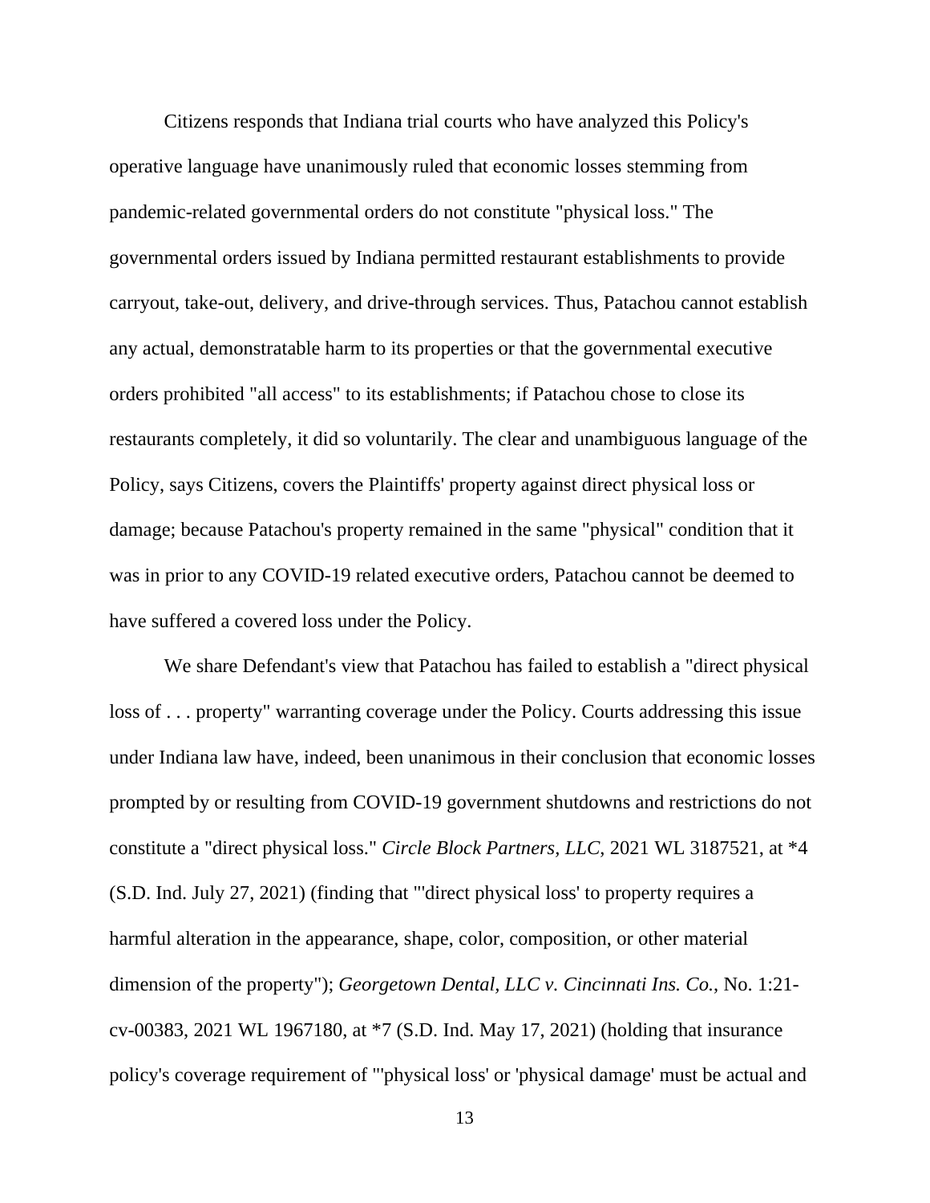Citizens responds that Indiana trial courts who have analyzed this Policy's operative language have unanimously ruled that economic losses stemming from pandemic-related governmental orders do not constitute "physical loss." The governmental orders issued by Indiana permitted restaurant establishments to provide carryout, take-out, delivery, and drive-through services. Thus, Patachou cannot establish any actual, demonstratable harm to its properties or that the governmental executive orders prohibited "all access" to its establishments; if Patachou chose to close its restaurants completely, it did so voluntarily. The clear and unambiguous language of the Policy, says Citizens, covers the Plaintiffs' property against direct physical loss or damage; because Patachou's property remained in the same "physical" condition that it was in prior to any COVID-19 related executive orders, Patachou cannot be deemed to have suffered a covered loss under the Policy.

We share Defendant's view that Patachou has failed to establish a "direct physical loss of . . . property" warranting coverage under the Policy. Courts addressing this issue under Indiana law have, indeed, been unanimous in their conclusion that economic losses prompted by or resulting from COVID-19 government shutdowns and restrictions do not constitute a "direct physical loss." *Circle Block Partners, LLC*, 2021 WL 3187521, at *4 (S.D. Ind. July 27, 2021) (finding that "'direct physical loss' to property requires a harmful alteration in the appearance, shape, color, composition, or other material dimension of the property"); *Georgetown Dental, LLC v. Cincinnati Ins. Co.*, No. 1:21-cv-00383, 2021 WL 1967180, at *7 (S.D. Ind. May 17, 2021) (holding that insurance policy's coverage requirement of "'physical loss' or 'physical damage' must be actual and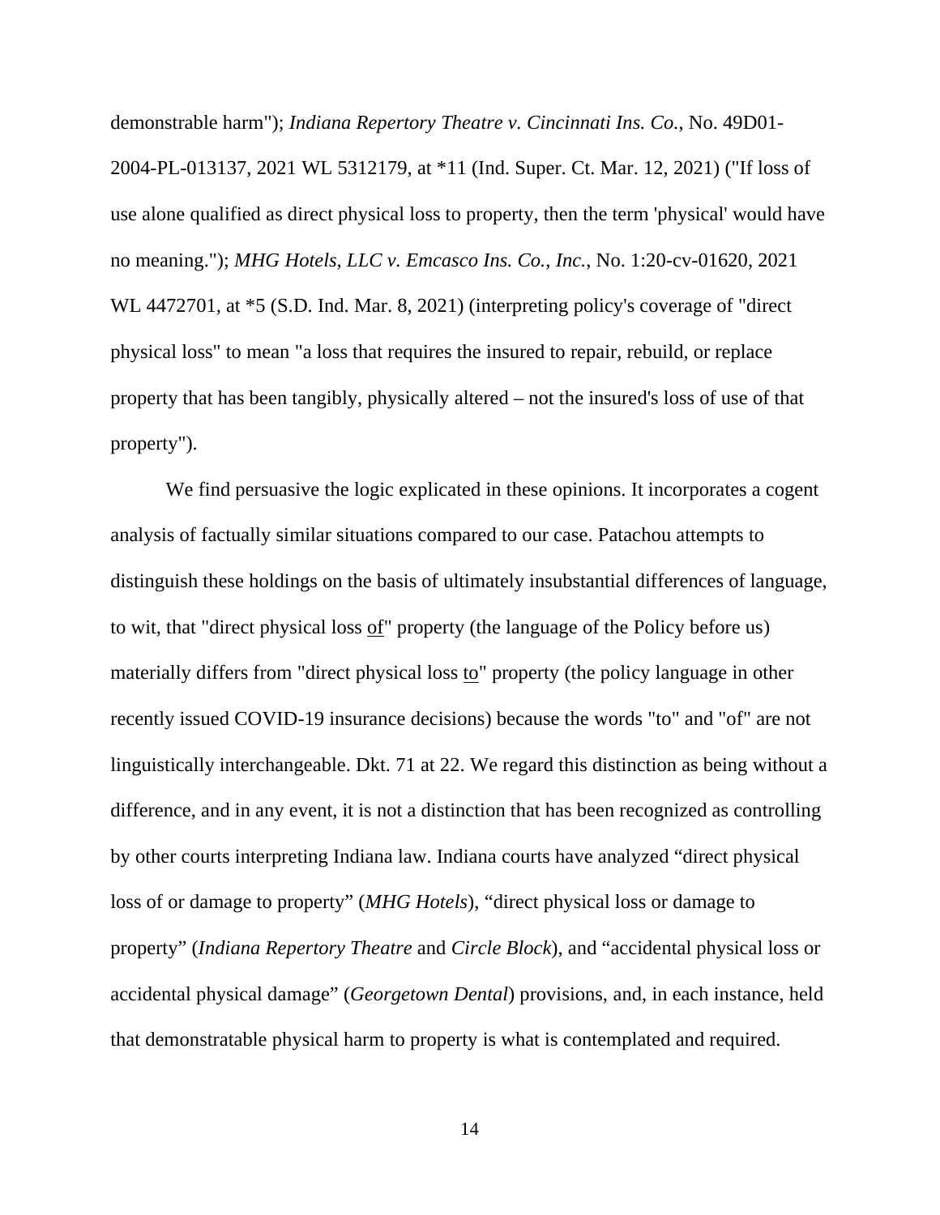demonstrable harm"); *Indiana Repertory Theatre v. Cincinnati Ins. Co.*, No. 49D01-2004-PL-013137, 2021 WL 5312179, at *11 (Ind. Super. Ct. Mar. 12, 2021) ("If loss of use alone qualified as direct physical loss to property, then the term 'physical' would have no meaning."); *MHG Hotels, LLC v. Emcasco Ins. Co., Inc.*, No. 1:20-cv-01620, 2021 WL 4472701, at *5 (S.D. Ind. Mar. 8, 2021) (interpreting policy's coverage of "direct physical loss" to mean "a loss that requires the insured to repair, rebuild, or replace property that has been tangibly, physically altered – not the insured's loss of use of that property").

We find persuasive the logic explicated in these opinions. It incorporates a cogent analysis of factually similar situations compared to our case. Patachou attempts to distinguish these holdings on the basis of ultimately insubstantial differences of language, to wit, that "direct physical loss <u>of</u>" property (the language of the Policy before us) materially differs from "direct physical loss <u>to</u>" property (the policy language in other recently issued COVID-19 insurance decisions) because the words "to" and "of" are not linguistically interchangeable. Dkt. 71 at 22. We regard this distinction as being without a difference, and in any event, it is not a distinction that has been recognized as controlling by other courts interpreting Indiana law. Indiana courts have analyzed "direct physical loss of or damage to property" (*MHG Hotels*), "direct physical loss or damage to property" (*Indiana Repertory Theatre* and *Circle Block*), and "accidental physical loss or accidental physical damage" (*Georgetown Dental*) provisions, and, in each instance, held that demonstratable physical harm to property is what is contemplated and required.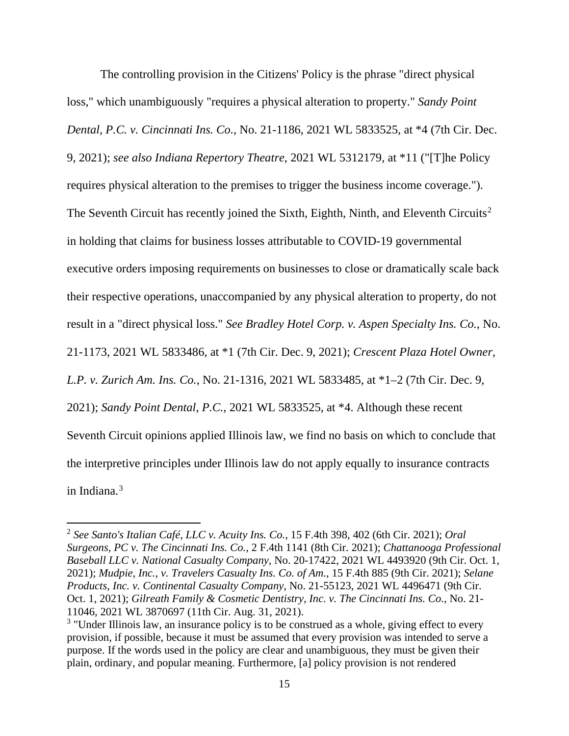The controlling provision in the Citizens' Policy is the phrase "direct physical loss," which unambiguously "requires a physical alteration to property." *Sandy Point Dental, P.C. v. Cincinnati Ins. Co.*, No. 21-1186, 2021 WL 5833525, at *4 (7th Cir. Dec. 9, 2021); *see also Indiana Repertory Theatre*, 2021 WL 5312179, at *11 ("[T]he Policy requires physical alteration to the premises to trigger the business income coverage."). The Seventh Circuit has recently joined the Sixth, Eighth, Ninth, and Eleventh Circuits[2] in holding that claims for business losses attributable to COVID-19 governmental executive orders imposing requirements on businesses to close or dramatically scale back their respective operations, unaccompanied by any physical alteration to property, do not result in a "direct physical loss." *See Bradley Hotel Corp. v. Aspen Specialty Ins. Co.*, No. 21-1173, 2021 WL 5833486, at *1 (7th Cir. Dec. 9, 2021); *Crescent Plaza Hotel Owner, L.P. v. Zurich Am. Ins. Co.*, No. 21-1316, 2021 WL 5833485, at *1–2 (7th Cir. Dec. 9, 2021); *Sandy Point Dental, P.C.*, 2021 WL 5833525, at *4. Although these recent Seventh Circuit opinions applied Illinois law, we find no basis on which to conclude that the interpretive principles under Illinois law do not apply equally to insurance contracts in Indiana.[3]

---

[2] *See Santo's Italian Café, LLC v. Acuity Ins. Co.*, 15 F.4th 398, 402 (6th Cir. 2021); *Oral Surgeons, PC v. The Cincinnati Ins. Co.*, 2 F.4th 1141 (8th Cir. 2021); *Chattanooga Professional Baseball LLC v. National Casualty Company*, No. 20-17422, 2021 WL 4493920 (9th Cir. Oct. 1, 2021); *Mudpie, Inc., v. Travelers Casualty Ins. Co. of Am.*, 15 F.4th 885 (9th Cir. 2021); *Selane Products, Inc. v. Continental Casualty Company*, No. 21-55123, 2021 WL 4496471 (9th Cir. Oct. 1, 2021); *Gilreath Family & Cosmetic Dentistry, Inc. v. The Cincinnati Ins. Co.*, No. 21-11046, 2021 WL 3870697 (11th Cir. Aug. 31, 2021).

[3] "Under Illinois law, an insurance policy is to be construed as a whole, giving effect to every provision, if possible, because it must be assumed that every provision was intended to serve a purpose. If the words used in the policy are clear and unambiguous, they must be given their plain, ordinary, and popular meaning. Furthermore, [a] policy provision is not rendered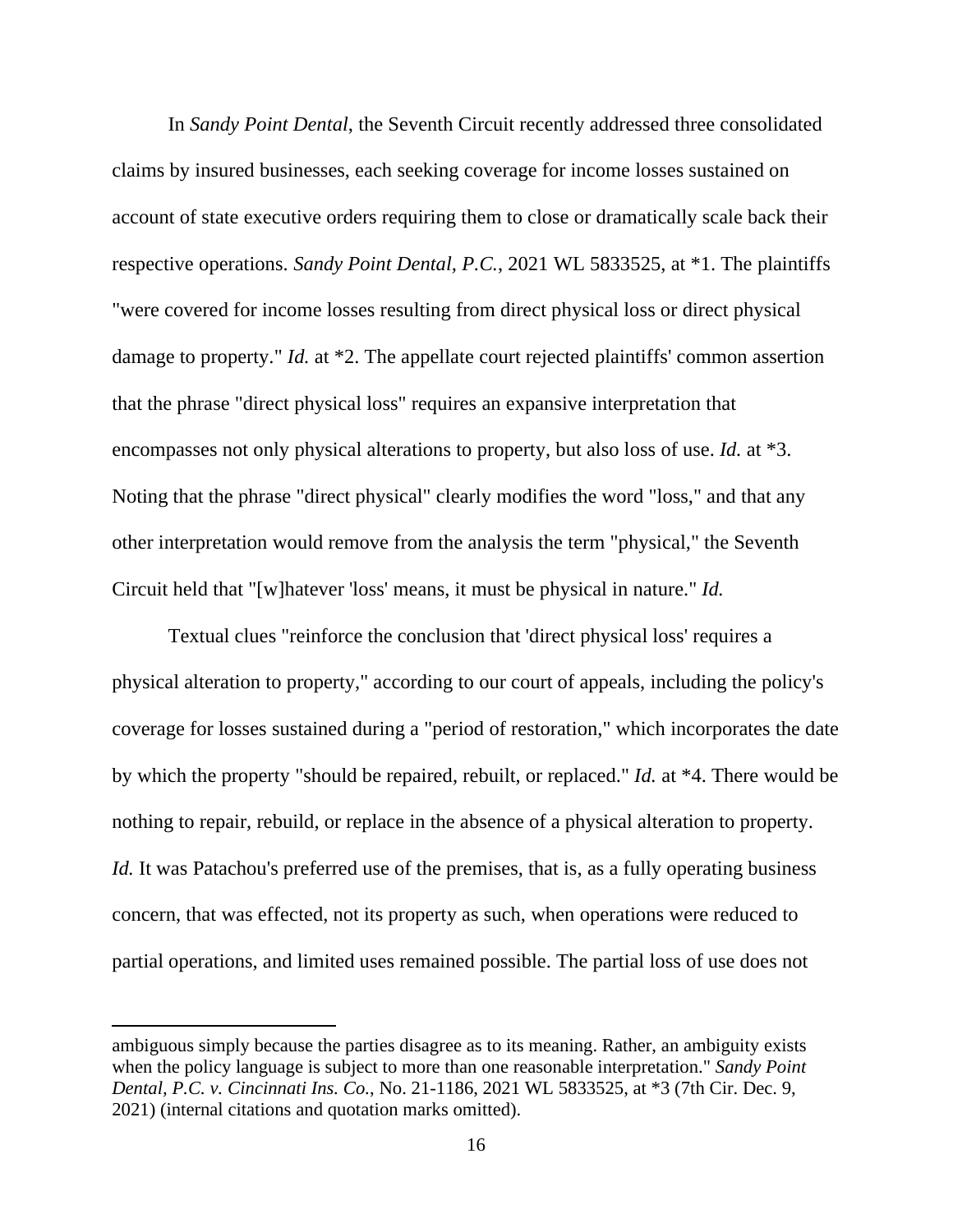In *Sandy Point Dental*, the Seventh Circuit recently addressed three consolidated claims by insured businesses, each seeking coverage for income losses sustained on account of state executive orders requiring them to close or dramatically scale back their respective operations. *Sandy Point Dental, P.C.*, 2021 WL 5833525, at *1. The plaintiffs "were covered for income losses resulting from direct physical loss or direct physical damage to property." *Id.* at *2. The appellate court rejected plaintiffs' common assertion that the phrase "direct physical loss" requires an expansive interpretation that encompasses not only physical alterations to property, but also loss of use. *Id.* at *3. Noting that the phrase "direct physical" clearly modifies the word "loss," and that any other interpretation would remove from the analysis the term "physical," the Seventh Circuit held that "[w]hatever 'loss' means, it must be physical in nature." *Id.*

Textual clues "reinforce the conclusion that 'direct physical loss' requires a physical alteration to property," according to our court of appeals, including the policy's coverage for losses sustained during a "period of restoration," which incorporates the date by which the property "should be repaired, rebuilt, or replaced." *Id.* at *4. There would be nothing to repair, rebuild, or replace in the absence of a physical alteration to property. *Id.* It was Patachou's preferred use of the premises, that is, as a fully operating business concern, that was effected, not its property as such, when operations were reduced to partial operations, and limited uses remained possible. The partial loss of use does not

---

ambiguous simply because the parties disagree as to its meaning. Rather, an ambiguity exists when the policy language is subject to more than one reasonable interpretation." *Sandy Point Dental, P.C. v. Cincinnati Ins. Co.*, No. 21-1186, 2021 WL 5833525, at *3 (7th Cir. Dec. 9, 2021) (internal citations and quotation marks omitted).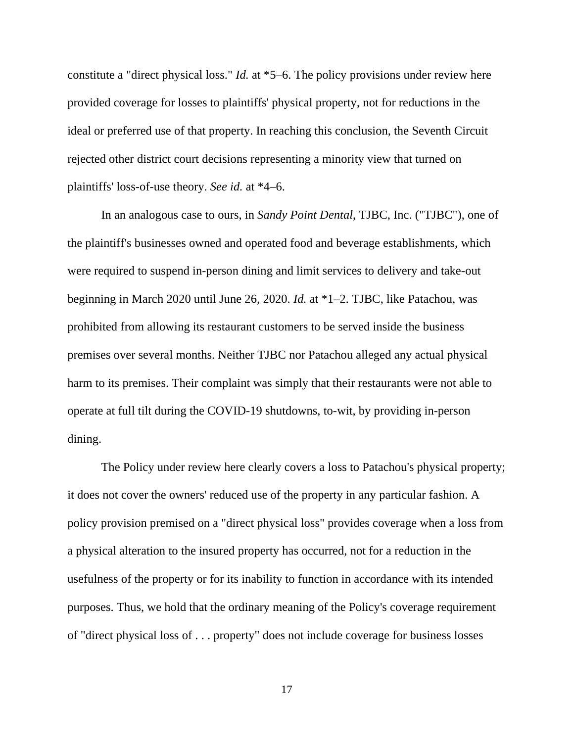constitute a "direct physical loss." *Id.* at *5–6. The policy provisions under review here provided coverage for losses to plaintiffs' physical property, not for reductions in the ideal or preferred use of that property. In reaching this conclusion, the Seventh Circuit rejected other district court decisions representing a minority view that turned on plaintiffs' loss-of-use theory. *See id.* at *4–6.

In an analogous case to ours, in *Sandy Point Dental*, TJBC, Inc. ("TJBC"), one of the plaintiff's businesses owned and operated food and beverage establishments, which were required to suspend in-person dining and limit services to delivery and take-out beginning in March 2020 until June 26, 2020. *Id.* at *1–2. TJBC, like Patachou, was prohibited from allowing its restaurant customers to be served inside the business premises over several months. Neither TJBC nor Patachou alleged any actual physical harm to its premises. Their complaint was simply that their restaurants were not able to operate at full tilt during the COVID-19 shutdowns, to-wit, by providing in-person dining.

The Policy under review here clearly covers a loss to Patachou's physical property; it does not cover the owners' reduced use of the property in any particular fashion. A policy provision premised on a "direct physical loss" provides coverage when a loss from a physical alteration to the insured property has occurred, not for a reduction in the usefulness of the property or for its inability to function in accordance with its intended purposes. Thus, we hold that the ordinary meaning of the Policy's coverage requirement of "direct physical loss of . . . property" does not include coverage for business losses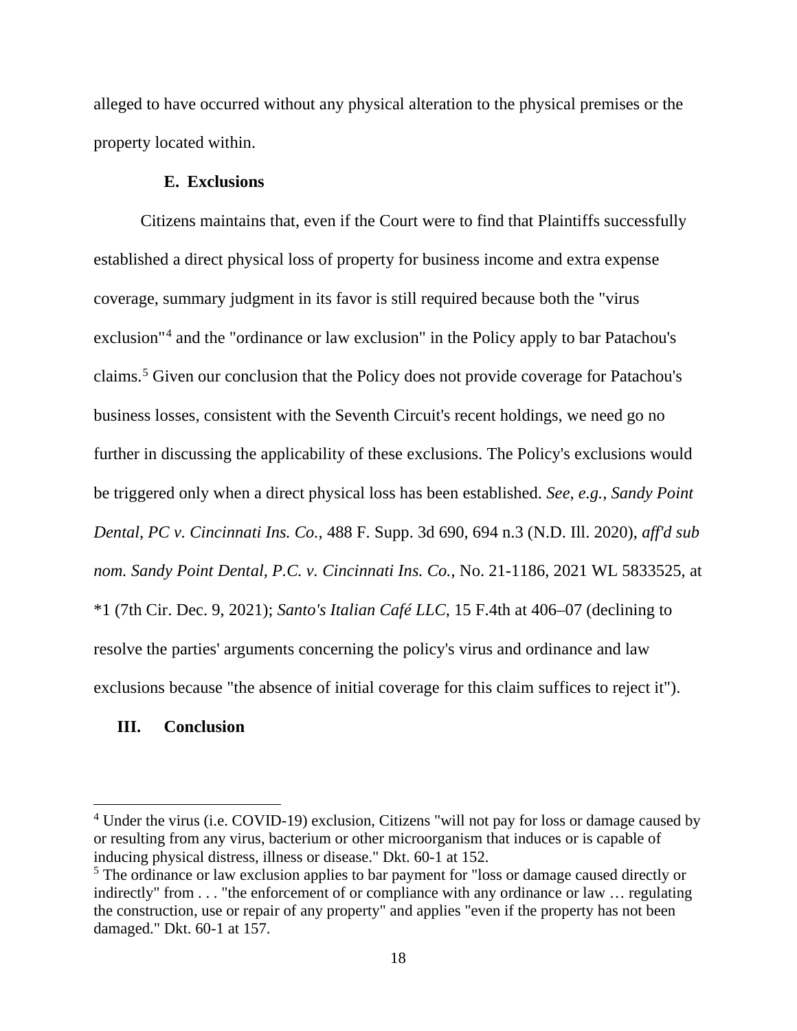alleged to have occurred without any physical alteration to the physical premises or the property located within.

### E. Exclusions

Citizens maintains that, even if the Court were to find that Plaintiffs successfully established a direct physical loss of property for business income and extra expense coverage, summary judgment in its favor is still required because both the "virus exclusion"[4] and the "ordinance or law exclusion" in the Policy apply to bar Patachou's claims.[5] Given our conclusion that the Policy does not provide coverage for Patachou's business losses, consistent with the Seventh Circuit's recent holdings, we need go no further in discussing the applicability of these exclusions. The Policy's exclusions would be triggered only when a direct physical loss has been established. *See, e.g.*, *Sandy Point Dental, PC v. Cincinnati Ins. Co.*, 488 F. Supp. 3d 690, 694 n.3 (N.D. Ill. 2020), *aff'd sub nom. Sandy Point Dental, P.C. v. Cincinnati Ins. Co.*, No. 21-1186, 2021 WL 5833525, at *1 (7th Cir. Dec. 9, 2021); *Santo's Italian Café LLC*, 15 F.4th at 406–07 (declining to resolve the parties' arguments concerning the policy's virus and ordinance and law exclusions because "the absence of initial coverage for this claim suffices to reject it").

## III. Conclusion

---

[4] Under the virus (i.e. COVID-19) exclusion, Citizens "will not pay for loss or damage caused by or resulting from any virus, bacterium or other microorganism that induces or is capable of inducing physical distress, illness or disease." Dkt. 60-1 at 152.

[5] The ordinance or law exclusion applies to bar payment for "loss or damage caused directly or indirectly" from . . . "the enforcement of or compliance with any ordinance or law … regulating the construction, use or repair of any property" and applies "even if the property has not been damaged." Dkt. 60-1 at 157.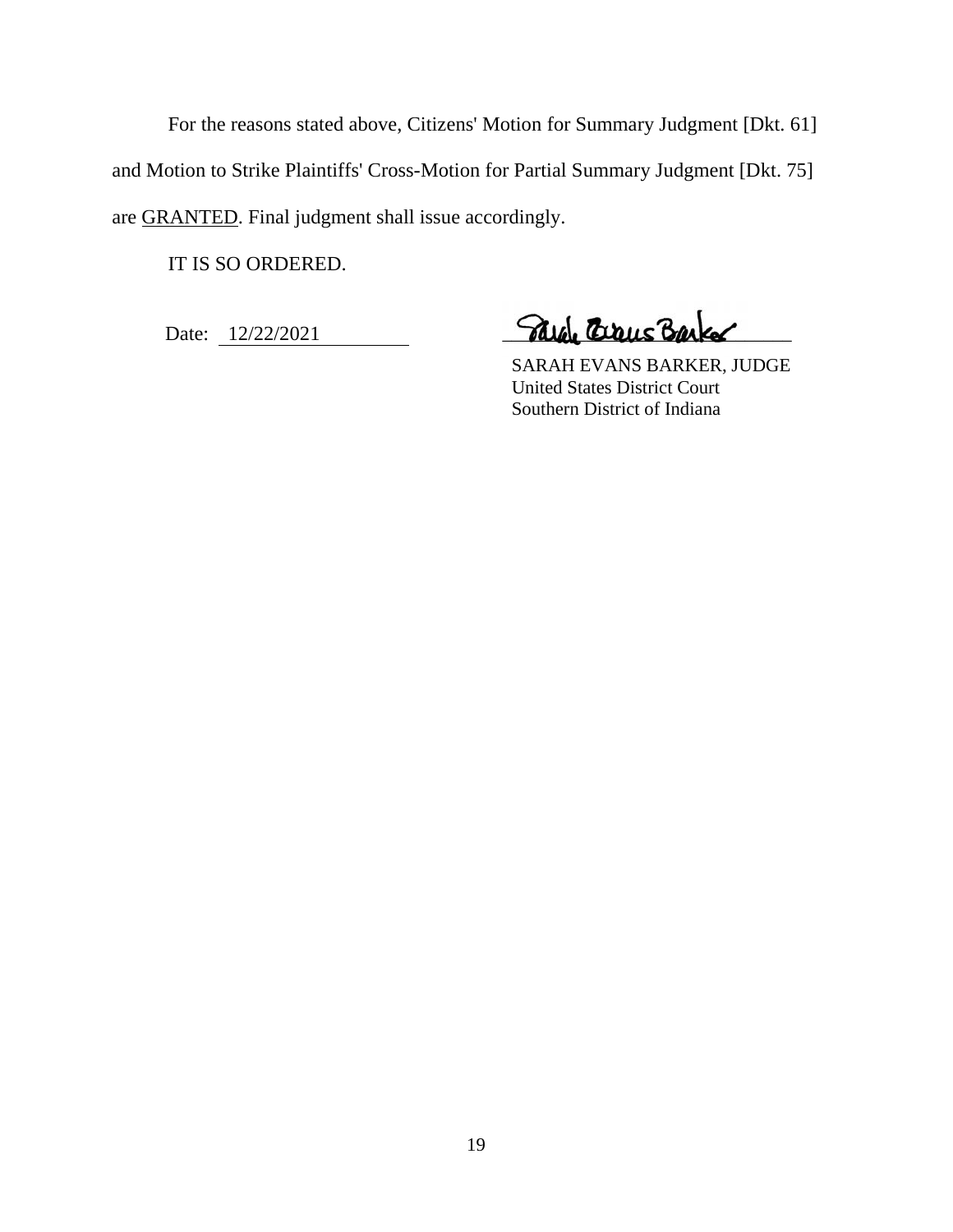For the reasons stated above, Citizens' Motion for Summary Judgment [Dkt. 61] and Motion to Strike Plaintiffs' Cross-Motion for Partial Summary Judgment [Dkt. 75] are <u>GRANTED</u>. Final judgment shall issue accordingly.

IT IS SO ORDERED.

Date: 12/22/2021

SARAH EVANS BARKER, JUDGE
United States District Court
Southern District of Indiana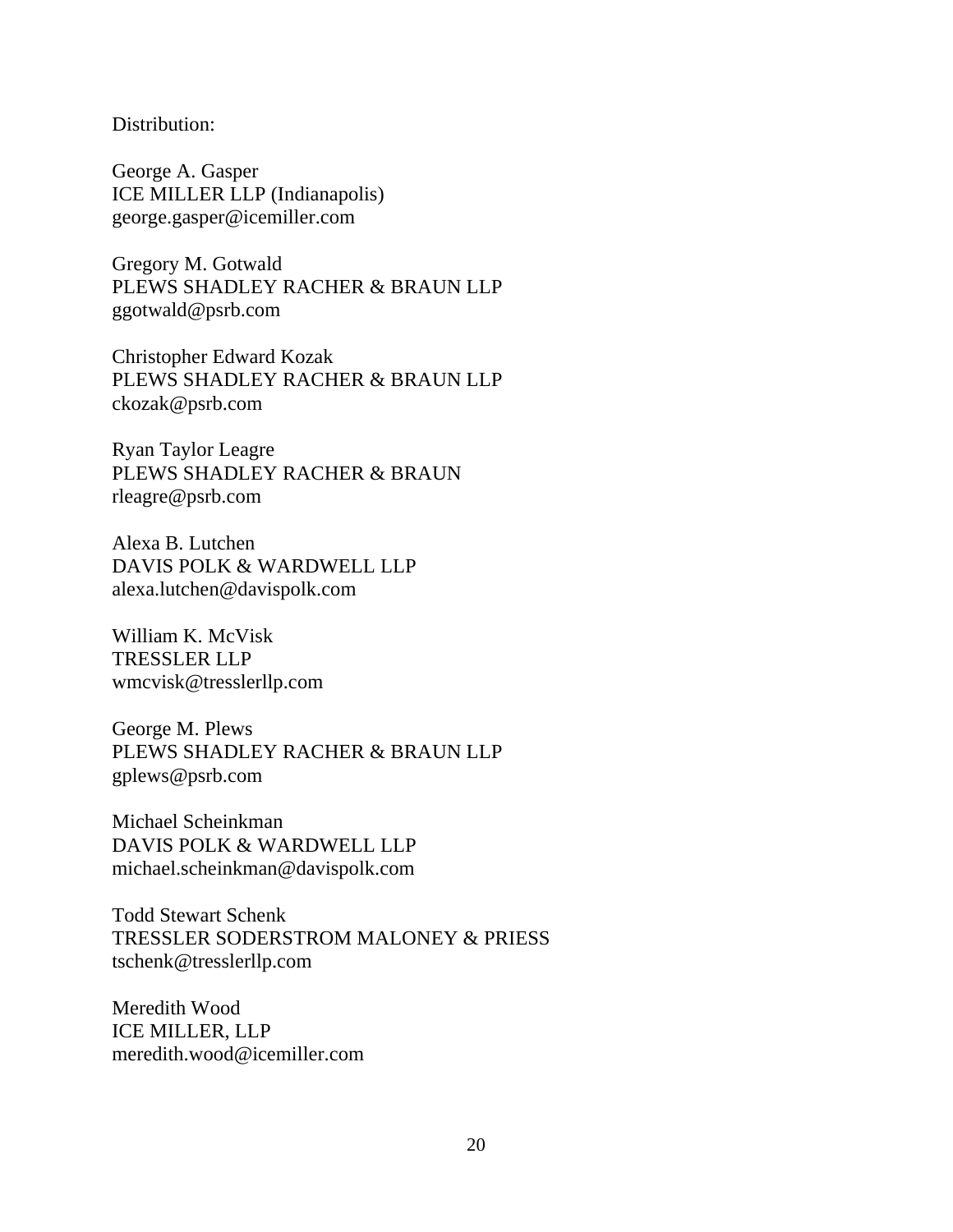Distribution:

George A. Gasper  
ICE MILLER LLP (Indianapolis)  
george.gasper@icemiller.com

Gregory M. Gotwald  
PLEWS SHADLEY RACHER & BRAUN LLP  
ggotwald@psrb.com

Christopher Edward Kozak  
PLEWS SHADLEY RACHER & BRAUN LLP  
ckozak@psrb.com

Ryan Taylor Leagre  
PLEWS SHADLEY RACHER & BRAUN  
rleagre@psrb.com

Alexa B. Lutchen  
DAVIS POLK & WARDWELL LLP  
alexa.lutchen@davispolk.com

William K. McVisk  
TRESSLER LLP  
wmcvisk@tresslerllp.com

George M. Plews  
PLEWS SHADLEY RACHER & BRAUN LLP  
gplews@psrb.com

Michael Scheinkman  
DAVIS POLK & WARDWELL LLP  
michael.scheinkman@davispolk.com

Todd Stewart Schenk  
TRESSLER SODERSTROM MALONEY & PRIESS  
tschenk@tresslerllp.com

Meredith Wood  
ICE MILLER, LLP  
meredith.wood@icemiller.com